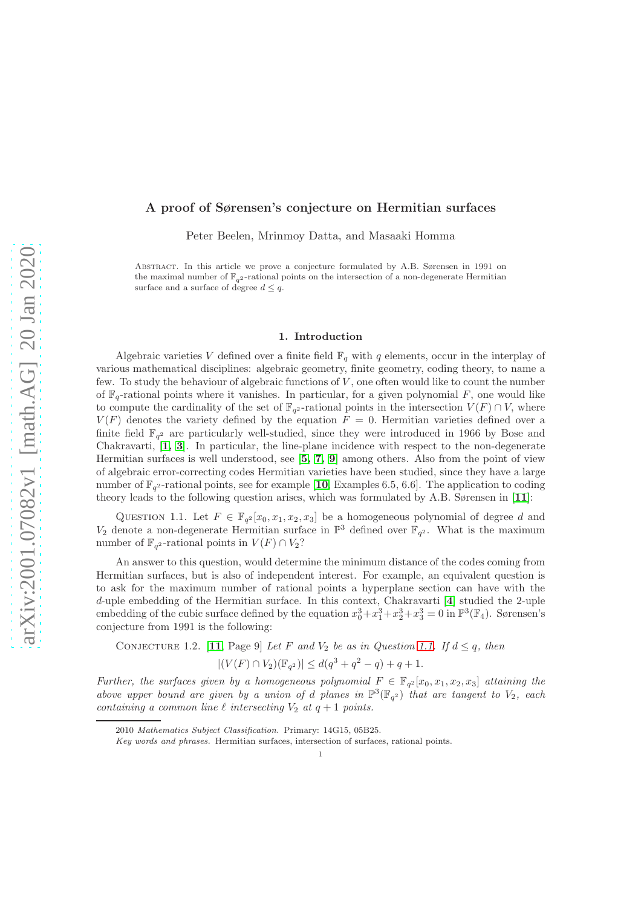# A proof of Sørensen's conjecture on Hermitian surfaces

Peter Beelen, Mrinmoy Datta, and Masaaki Homma

Abstract. In this article we prove a conjecture formulated by A.B. Sørensen in 1991 on the maximal number of $\mathbb{F}_{q^2}$-rational points on the intersection of a non-degenerate Hermitian surface and a surface of degree $d \leq q$.

## 1. Introduction

Algebraic varieties $V$ defined over a finite field $\mathbb{F}_q$ with $q$ elements, occur in the interplay of various mathematical disciplines: algebraic geometry, finite geometry, coding theory, to name a few. To study the behaviour of algebraic functions of $V$, one often would like to count the number of $\mathbb{F}_q$-rational points where it vanishes. In particular, for a given polynomial $F$, one would like to compute the cardinality of the set of $\mathbb{F}_q$-rational points in the intersection $V(F) \cap V$, where $V(F)$ denotes the variety defined by the equation $F = 0$. Hermitian varieties defined over a finite field $\mathbb{F}_{q^2}$ are particularly well-studied, since they were introduced in 1966 by Bose and Chakravarti, [1, 3]. In particular, the line-plane incidence with respect to the non-degenerate Hermitian surfaces is well understood, see [5, 7, 9] among others. Also from the point of view of algebraic error-correcting codes Hermitian varieties have been studied, since they have a large number of $\mathbb{F}_{q^2}$-rational points, see for example [10, Examples 6.5, 6.6]. The application to coding theory leads to the following question arises, which was formulated by A.B. Sørensen in [11]:

Question 1.1. Let $F \in \mathbb{F}_{q^2}[x_0, x_1, x_2, x_3]$ be a homogeneous polynomial of degree $d$ and $V_2$ denote a non-degenerate Hermitian surface in $\mathbb{P}^3$ defined over $\mathbb{F}_{q^2}$. What is the maximum number of $\mathbb{F}_{q^2}$-rational points in $V(F) \cap V_2$?

An answer to this question, would determine the minimum distance of the codes coming from Hermitian surfaces, but is also of independent interest. For example, an equivalent question is to ask for the maximum number of rational points a hyperplane section can have with the $d$-uple embedding of the Hermitian surface. In this context, Chakravarti [4] studied the 2-uple embedding of the cubic surface defined by the equation $x_0^3 + x_1^3 + x_2^3 + x_3^3 = 0$ in $\mathbb{P}^3(\mathbb{F}_4)$. Sørensen's conjecture from 1991 is the following:

Conjecture 1.2. [11, Page 9] *Let $F$ and $V_2$ be as in Question 1.1. If $d \leq q$, then*

$$|(V(F) \cap V_2)(\mathbb{F}_{q^2})| \leq d(q^3 + q^2 - q) + q + 1.$$

*Further, the surfaces given by a homogeneous polynomial $F \in \mathbb{F}_{q^2}[x_0, x_1, x_2, x_3]$ attaining the above upper bound are given by a union of $d$ planes in $\mathbb{P}^3(\mathbb{F}_{q^2})$ that are tangent to $V_2$, each containing a common line $\ell$ intersecting $V_2$ at $q + 1$ points.*

---

2010 *Mathematics Subject Classification.* Primary: 14G15, 05B25.

*Key words and phrases.* Hermitian surfaces, intersection of surfaces, rational points.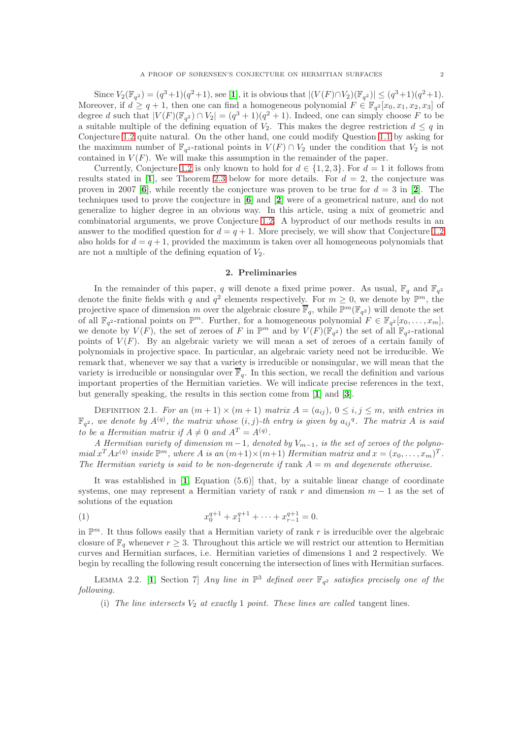Since $V_2(\mathbb{F}_{q^2}) = (q^3+1)(q^2+1)$, see [1], it is obvious that $|(V(F) \cap V_2)(\mathbb{F}_{q^2})| \le (q^3+1)(q^2+1)$. Moreover, if $d \ge q+1$, then one can find a homogeneous polynomial $F \in \mathbb{F}_{q^2}[x_0, x_1, x_2, x_3]$ of degree $d$ such that $|V(F)(\mathbb{F}_{q^2}) \cap V_2| = (q^3+1)(q^2+1)$. Indeed, one can simply choose $F$ to be a suitable multiple of the defining equation of $V_2$. This makes the degree restriction $d \le q$ in Conjecture 1.2 quite natural. On the other hand, one could modify Question 1.1 by asking for the maximum number of $\mathbb{F}_{q^2}$-rational points in $V(F) \cap V_2$ under the condition that $V_2$ is not contained in $V(F)$. We will make this assumption in the remainder of the paper.

Currently, Conjecture 1.2 is only known to hold for $d \in \{1, 2, 3\}$. For $d = 1$ it follows from results stated in [1], see Theorem 2.3 below for more details. For $d = 2$, the conjecture was proven in 2007 [6], while recently the conjecture was proven to be true for $d = 3$ in [2]. The techniques used to prove the conjecture in [6] and [2] were of a geometrical nature, and do not generalize to higher degree in an obvious way. In this article, using a mix of geometric and combinatorial arguments, we prove Conjecture 1.2. A byproduct of our methods results in an answer to the modified question for $d = q+1$. More precisely, we will show that Conjecture 1.2 also holds for $d = q+1$, provided the maximum is taken over all homogeneous polynomials that are not a multiple of the defining equation of $V_2$.

## 2. Preliminaries

In the remainder of this paper, $q$ will denote a fixed prime power. As usual, $\mathbb{F}_q$ and $\mathbb{F}_{q^2}$ denote the finite fields with $q$ and $q^2$ elements respectively. For $m \ge 0$, we denote by $\mathbb{P}^m$, the projective space of dimension $m$ over the algebraic closure $\overline{\mathbb{F}}_q$, while $\mathbb{P}^m(\mathbb{F}_{q^2})$ will denote the set of all $\mathbb{F}_{q^2}$-rational points on $\mathbb{P}^m$. Further, for a homogeneous polynomial $F \in \mathbb{F}_{q^2}[x_0, \ldots, x_m]$, we denote by $V(F)$, the set of zeroes of $F$ in $\mathbb{P}^m$ and by $V(F)(\mathbb{F}_{q^2})$ the set of all $\mathbb{F}_{q^2}$-rational points of $V(F)$. By an algebraic variety we will mean a set of zeroes of a certain family of polynomials in projective space. In particular, an algebraic variety need not be irreducible. We remark that, whenever we say that a variety is irreducible or nonsingular, we will mean that the variety is irreducible or nonsingular over $\overline{\mathbb{F}}_q$. In this section, we recall the definition and various important properties of the Hermitian varieties. We will indicate precise references in the text, but generally speaking, the results in this section come from [1] and [3].

Definition 2.1. *For an $(m+1) \times (m+1)$ matrix $A = (a_{ij})$, $0 \le i, j \le m$, with entries in $\mathbb{F}_{q^2}$, we denote by $A^{(q)}$, the matrix whose $(i,j)$-th entry is given by $a_{ij}{}^q$. The matrix $A$ is said to be a Hermitian matrix if $A \neq 0$ and $A^T = A^{(q)}$.*

*A Hermitian variety of dimension $m-1$, denoted by $V_{m-1}$, is the set of zeroes of the polynomial $x^T A x^{(q)}$ inside $\mathbb{P}^m$, where $A$ is an $(m+1) \times (m+1)$ Hermitian matrix and $x = (x_0, \ldots, x_m)^T$. The Hermitian variety is said to be non-degenerate if* rank $A = m$ *and degenerate otherwise.*

It was established in [1, Equation (5.6)] that, by a suitable linear change of coordinate systems, one may represent a Hermitian variety of rank $r$ and dimension $m-1$ as the set of solutions of the equation

$$x_0^{q+1} + x_1^{q+1} + \cdots + x_{r-1}^{q+1} = 0. \tag{1}$$

in $\mathbb{P}^m$. It thus follows easily that a Hermitian variety of rank $r$ is irreducible over the algebraic closure of $\mathbb{F}_q$ whenever $r \ge 3$. Throughout this article we will restrict our attention to Hermitian curves and Hermitian surfaces, i.e. Hermitian varieties of dimensions 1 and 2 respectively. We begin by recalling the following result concerning the intersection of lines with Hermitian surfaces.

Lemma 2.2. [1, Section 7] *Any line in $\mathbb{P}^3$ defined over $\mathbb{F}_{q^2}$ satisfies precisely one of the following.*

(i) *The line intersects $V_2$ at exactly 1 point. These lines are called* tangent lines.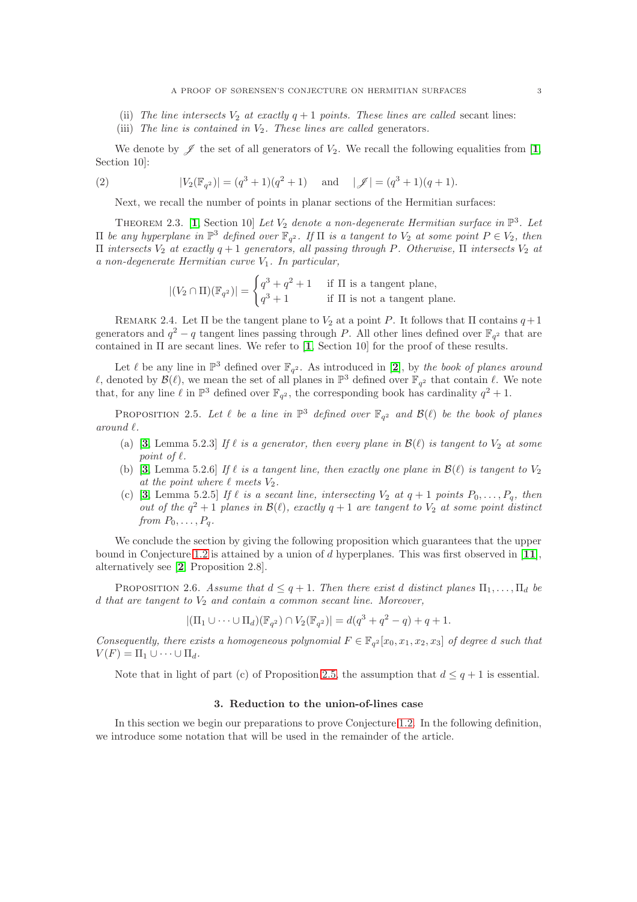(ii) *The line intersects $V_2$ at exactly $q+1$ points. These lines are called* secant lines*:*
(iii) *The line is contained in $V_2$. These lines are called* generators*.*

We denote by $\mathscr{J}$ the set of all generators of $V_2$. We recall the following equalities from [1, Section 10]:

$$|V_2(\mathbb{F}_{q^2})| = (q^3+1)(q^2+1) \quad \text{and} \quad |\mathscr{J}| = (q^3+1)(q+1). \tag{2}$$

Next, we recall the number of points in planar sections of the Hermitian surfaces:

Theorem 2.3. [1, Section 10] *Let $V_2$ denote a non-degenerate Hermitian surface in $\mathbb{P}^3$. Let $\Pi$ be any hyperplane in $\mathbb{P}^3$ defined over $\mathbb{F}_{q^2}$. If $\Pi$ is a tangent to $V_2$ at some point $P \in V_2$, then $\Pi$ intersects $V_2$ at exactly $q+1$ generators, all passing through $P$. Otherwise, $\Pi$ intersects $V_2$ at a non-degenerate Hermitian curve $V_1$. In particular,*

$$|(V_2 \cap \Pi)(\mathbb{F}_{q^2})| = \begin{cases} q^3+q^2+1 & \text{if } \Pi \text{ is a tangent plane,} \\ q^3+1 & \text{if } \Pi \text{ is not a tangent plane.} \end{cases}$$

Remark 2.4. Let $\Pi$ be the tangent plane to $V_2$ at a point $P$. It follows that $\Pi$ contains $q+1$ generators and $q^2-q$ tangent lines passing through $P$. All other lines defined over $\mathbb{F}_{q^2}$ that are contained in $\Pi$ are secant lines. We refer to [1, Section 10] for the proof of these results.

Let $\ell$ be any line in $\mathbb{P}^3$ defined over $\mathbb{F}_{q^2}$. As introduced in [2], by *the book of planes around* $\ell$, denoted by $\mathcal{B}(\ell)$, we mean the set of all planes in $\mathbb{P}^3$ defined over $\mathbb{F}_{q^2}$ that contain $\ell$. We note that, for any line $\ell$ in $\mathbb{P}^3$ defined over $\mathbb{F}_{q^2}$, the corresponding book has cardinality $q^2+1$.

Proposition 2.5. *Let $\ell$ be a line in $\mathbb{P}^3$ defined over $\mathbb{F}_{q^2}$ and $\mathcal{B}(\ell)$ be the book of planes around $\ell$.*

(a) [3, Lemma 5.2.3] *If $\ell$ is a generator, then every plane in $\mathcal{B}(\ell)$ is tangent to $V_2$ at some point of $\ell$.*
(b) [3, Lemma 5.2.6] *If $\ell$ is a tangent line, then exactly one plane in $\mathcal{B}(\ell)$ is tangent to $V_2$ at the point where $\ell$ meets $V_2$.*
(c) [3, Lemma 5.2.5] *If $\ell$ is a secant line, intersecting $V_2$ at $q+1$ points $P_0, \dots, P_q$, then out of the $q^2+1$ planes in $\mathcal{B}(\ell)$, exactly $q+1$ are tangent to $V_2$ at some point distinct from $P_0, \dots, P_q$.*

We conclude the section by giving the following proposition which guarantees that the upper bound in Conjecture 1.2 is attained by a union of $d$ hyperplanes. This was first observed in [11], alternatively see [2, Proposition 2.8].

Proposition 2.6. *Assume that $d \leq q+1$. Then there exist $d$ distinct planes $\Pi_1, \dots, \Pi_d$ be $d$ that are tangent to $V_2$ and contain a common secant line. Moreover,*

$$|(\Pi_1 \cup \dots \cup \Pi_d)(\mathbb{F}_{q^2}) \cap V_2(\mathbb{F}_{q^2})| = d(q^3+q^2-q)+q+1.$$

*Consequently, there exists a homogeneous polynomial $F \in \mathbb{F}_{q^2}[x_0, x_1, x_2, x_3]$ of degree $d$ such that $V(F) = \Pi_1 \cup \dots \cup \Pi_d$.*

Note that in light of part (c) of Proposition 2.5, the assumption that $d \leq q+1$ is essential.

## 3. Reduction to the union-of-lines case

In this section we begin our preparations to prove Conjecture 1.2. In the following definition, we introduce some notation that will be used in the remainder of the article.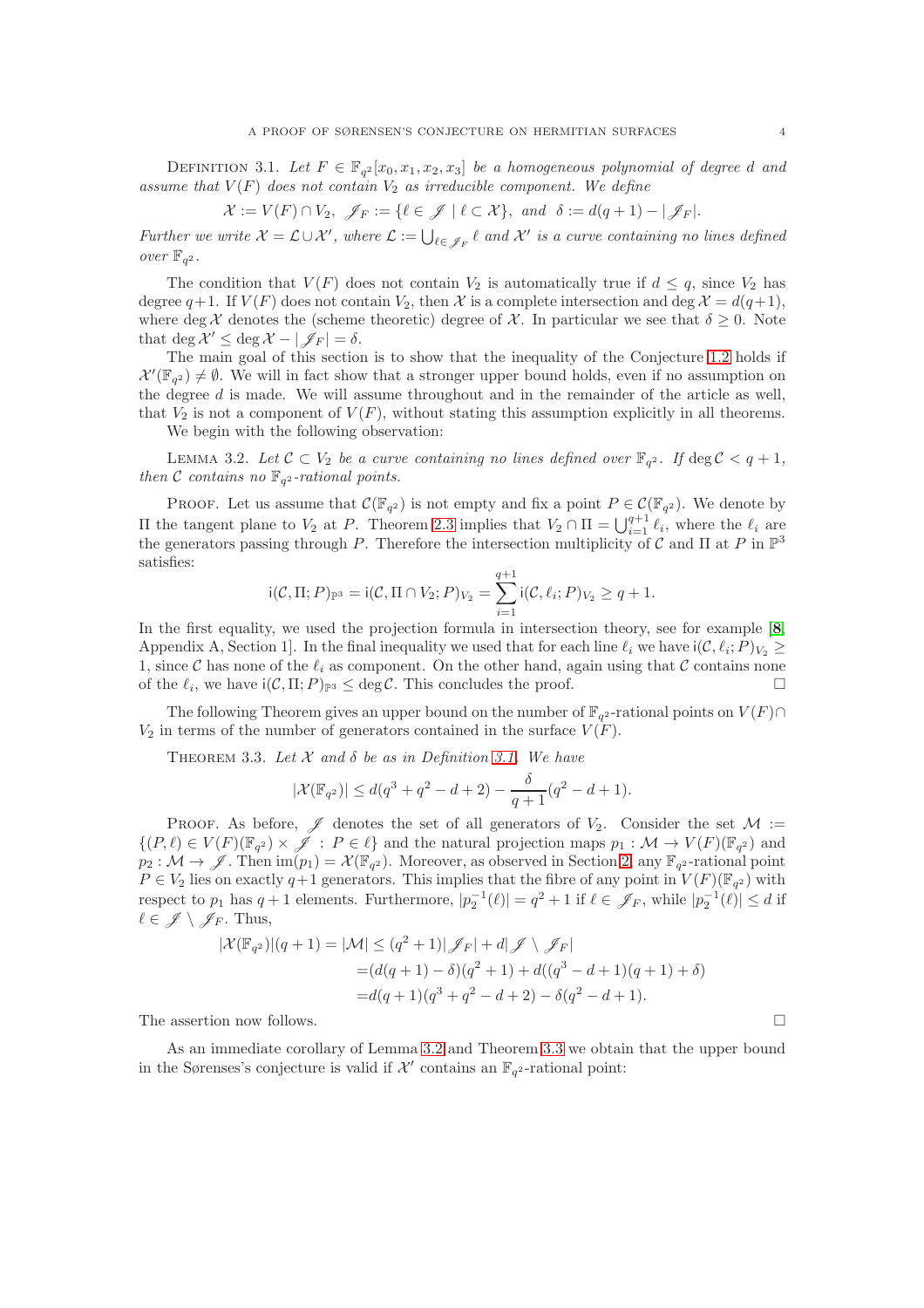Definition 3.1. *Let $F \in \mathbb{F}_{q^2}[x_0, x_1, x_2, x_3]$ be a homogeneous polynomial of degree $d$ and assume that $V(F)$ does not contain $V_2$ as irreducible component. We define*

$$\mathcal{X} := V(F) \cap V_2, \;\; \mathscr{J}_F := \{\ell \in \mathscr{J} \mid \ell \subset \mathcal{X}\}, \;\; \text{and} \;\; \delta := d(q+1) - |\mathscr{J}_F|.$$

*Further we write $\mathcal{X} = \mathcal{L} \cup \mathcal{X}'$, where $\mathcal{L} := \bigcup_{\ell \in \mathscr{J}_F} \ell$ and $\mathcal{X}'$ is a curve containing no lines defined over $\mathbb{F}_{q^2}$.*

The condition that $V(F)$ does not contain $V_2$ is automatically true if $d \leq q$, since $V_2$ has degree $q+1$. If $V(F)$ does not contain $V_2$, then $\mathcal{X}$ is a complete intersection and $\deg \mathcal{X} = d(q+1)$, where $\deg \mathcal{X}$ denotes the (scheme theoretic) degree of $\mathcal{X}$. In particular we see that $\delta \geq 0$. Note that $\deg \mathcal{X}' \leq \deg \mathcal{X} - |\mathscr{J}_F| = \delta$.

The main goal of this section is to show that the inequality of the Conjecture 1.2 holds if $\mathcal{X}'(\mathbb{F}_{q^2}) \neq \emptyset$. We will in fact show that a stronger upper bound holds, even if no assumption on the degree $d$ is made. We will assume throughout and in the remainder of the article as well, that $V_2$ is not a component of $V(F)$, without stating this assumption explicitly in all theorems.

We begin with the following observation:

Lemma 3.2. *Let $\mathcal{C} \subset V_2$ be a curve containing no lines defined over $\mathbb{F}_{q^2}$. If $\deg \mathcal{C} < q+1$, then $\mathcal{C}$ contains no $\mathbb{F}_{q^2}$-rational points.*

Proof. Let us assume that $\mathcal{C}(\mathbb{F}_{q^2})$ is not empty and fix a point $P \in \mathcal{C}(\mathbb{F}_{q^2})$. We denote by $\Pi$ the tangent plane to $V_2$ at $P$. Theorem 2.3 implies that $V_2 \cap \Pi = \bigcup_{i=1}^{q+1} \ell_i$, where the $\ell_i$ are the generators passing through $P$. Therefore the intersection multiplicity of $\mathcal{C}$ and $\Pi$ at $P$ in $\mathbb{P}^3$ satisfies:

$$\mathrm{i}(\mathcal{C}, \Pi; P)_{\mathbb{P}^3} = \mathrm{i}(\mathcal{C}, \Pi \cap V_2; P)_{V_2} = \sum_{i=1}^{q+1} \mathrm{i}(\mathcal{C}, \ell_i; P)_{V_2} \geq q+1.$$

In the first equality, we used the projection formula in intersection theory, see for example [8, Appendix A, Section 1]. In the final inequality we used that for each line $\ell_i$ we have $\mathrm{i}(\mathcal{C}, \ell_i; P)_{V_2} \geq 1$, since $\mathcal{C}$ has none of the $\ell_i$ as component. On the other hand, again using that $\mathcal{C}$ contains none of the $\ell_i$, we have $\mathrm{i}(\mathcal{C}, \Pi; P)_{\mathbb{P}^3} \leq \deg \mathcal{C}$. This concludes the proof. $\square$

The following Theorem gives an upper bound on the number of $\mathbb{F}_{q^2}$-rational points on $V(F) \cap V_2$ in terms of the number of generators contained in the surface $V(F)$.

Theorem 3.3. *Let $\mathcal{X}$ and $\delta$ be as in Definition 3.1. We have*

$$|\mathcal{X}(\mathbb{F}_{q^2})| \leq d(q^3 + q^2 - d + 2) - \frac{\delta}{q+1}(q^2 - d + 1).$$

Proof. As before, $\mathscr{J}$ denotes the set of all generators of $V_2$. Consider the set $\mathcal{M} := \{(P, \ell) \in V(F)(\mathbb{F}_{q^2}) \times \mathscr{J} \,:\, P \in \ell\}$ and the natural projection maps $p_1 : \mathcal{M} \to V(F)(\mathbb{F}_{q^2})$ and $p_2 : \mathcal{M} \to \mathscr{J}$. Then $\mathrm{im}(p_1) = \mathcal{X}(\mathbb{F}_{q^2})$. Moreover, as observed in Section 2, any $\mathbb{F}_{q^2}$-rational point $P \in V_2$ lies on exactly $q+1$ generators. This implies that the fibre of any point in $V(F)(\mathbb{F}_{q^2})$ with respect to $p_1$ has $q+1$ elements. Furthermore, $|p_2^{-1}(\ell)| = q^2 + 1$ if $\ell \in \mathscr{J}_F$, while $|p_2^{-1}(\ell)| \leq d$ if $\ell \in \mathscr{J} \setminus \mathscr{J}_F$. Thus,

$$\begin{aligned}
|\mathcal{X}(\mathbb{F}_{q^2})|(q+1) = |\mathcal{M}| &\leq (q^2+1)|\mathscr{J}_F| + d|\mathscr{J} \setminus \mathscr{J}_F| \\
&= (d(q+1) - \delta)(q^2+1) + d((q^3 - d + 1)(q+1) + \delta) \\
&= d(q+1)(q^3 + q^2 - d + 2) - \delta(q^2 - d + 1).
\end{aligned}$$

The assertion now follows. $\square$

As an immediate corollary of Lemma 3.2 and Theorem 3.3 we obtain that the upper bound in the Sørenses's conjecture is valid if $\mathcal{X}'$ contains an $\mathbb{F}_{q^2}$-rational point: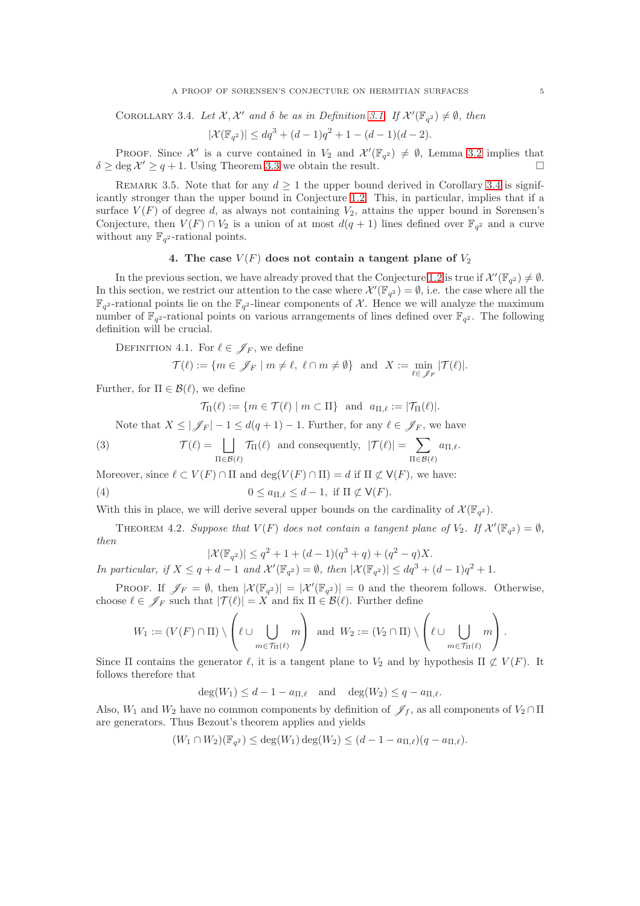Corollary 3.4. *Let $\mathcal{X}, \mathcal{X}'$ and $\delta$ be as in Definition 3.1. If $\mathcal{X}'(\mathbb{F}_{q^2}) \neq \emptyset$, then*

$$|\mathcal{X}(\mathbb{F}_{q^2})| \leq dq^3 + (d-1)q^2 + 1 - (d-1)(d-2).$$

Proof. Since $\mathcal{X}'$ is a curve contained in $V_2$ and $\mathcal{X}'(\mathbb{F}_{q^2}) \neq \emptyset$, Lemma 3.2 implies that $\delta \geq \deg \mathcal{X}' \geq q+1$. Using Theorem 3.3 we obtain the result. □

Remark 3.5. Note that for any $d \geq 1$ the upper bound derived in Corollary 3.4 is significantly stronger than the upper bound in Conjecture 1.2. This, in particular, implies that if a surface $V(F)$ of degree $d$, as always not containing $V_2$, attains the upper bound in Sørensen's Conjecture, then $V(F) \cap V_2$ is a union of at most $d(q+1)$ lines defined over $\mathbb{F}_{q^2}$ and a curve without any $\mathbb{F}_{q^2}$-rational points.

## 4. The case $V(F)$ does not contain a tangent plane of $V_2$

In the previous section, we have already proved that the Conjecture 1.2 is true if $\mathcal{X}'(\mathbb{F}_{q^2}) \neq \emptyset$. In this section, we restrict our attention to the case where $\mathcal{X}'(\mathbb{F}_{q^2}) = \emptyset$, i.e. the case where all the $\mathbb{F}_{q^2}$-rational points lie on the $\mathbb{F}_{q^2}$-linear components of $\mathcal{X}$. Hence we will analyze the maximum number of $\mathbb{F}_{q^2}$-rational points on various arrangements of lines defined over $\mathbb{F}_{q^2}$. The following definition will be crucial.

Definition 4.1. For $\ell \in \mathscr{J}_F$, we define

$$\mathcal{T}(\ell) := \{m \in \mathscr{J}_F \mid m \neq \ell,\ \ell \cap m \neq \emptyset\} \quad \text{and} \quad X := \min_{\ell \in \mathscr{J}_F} |\mathcal{T}(\ell)|.$$

Further, for $\Pi \in \mathcal{B}(\ell)$, we define

$$\mathcal{T}_\Pi(\ell) := \{m \in \mathcal{T}(\ell) \mid m \subset \Pi\} \quad \text{and} \quad a_{\Pi,\ell} := |\mathcal{T}_\Pi(\ell)|.$$

Note that $X \leq |\mathscr{J}_F| - 1 \leq d(q+1) - 1$. Further, for any $\ell \in \mathscr{J}_F$, we have

$$\mathcal{T}(\ell) = \bigsqcup_{\Pi \in \mathcal{B}(\ell)} \mathcal{T}_\Pi(\ell) \quad \text{and consequently,} \quad |\mathcal{T}(\ell)| = \sum_{\Pi \in \mathcal{B}(\ell)} a_{\Pi,\ell}. \tag{3}$$

Moreover, since $\ell \subset V(F) \cap \Pi$ and $\deg(V(F) \cap \Pi) = d$ if $\Pi \not\subset \mathsf{V}(F)$, we have:

$$0 \leq a_{\Pi,\ell} \leq d-1, \text{ if } \Pi \not\subset \mathsf{V}(F). \tag{4}$$

With this in place, we will derive several upper bounds on the cardinality of $\mathcal{X}(\mathbb{F}_{q^2})$.

Theorem 4.2. *Suppose that $V(F)$ does not contain a tangent plane of $V_2$. If $\mathcal{X}'(\mathbb{F}_{q^2}) = \emptyset$, then*

$$|\mathcal{X}(\mathbb{F}_{q^2})| \leq q^2 + 1 + (d-1)(q^3+q) + (q^2-q)X.$$

*In particular, if $X \leq q+d-1$ and $\mathcal{X}'(\mathbb{F}_{q^2}) = \emptyset$, then $|\mathcal{X}(\mathbb{F}_{q^2})| \leq dq^3 + (d-1)q^2 + 1$.*

Proof. If $\mathscr{J}_F = \emptyset$, then $|\mathcal{X}(\mathbb{F}_{q^2})| = |\mathcal{X}'(\mathbb{F}_{q^2})| = 0$ and the theorem follows. Otherwise, choose $\ell \in \mathscr{J}_F$ such that $|\mathcal{T}(\ell)| = X$ and fix $\Pi \in \mathcal{B}(\ell)$. Further define

$$W_1 := (V(F) \cap \Pi) \setminus \left(\ell \cup \bigcup_{m \in \mathcal{T}_\Pi(\ell)} m\right) \quad \text{and} \quad W_2 := (V_2 \cap \Pi) \setminus \left(\ell \cup \bigcup_{m \in \mathcal{T}_\Pi(\ell)} m\right).$$

Since $\Pi$ contains the generator $\ell$, it is a tangent plane to $V_2$ and by hypothesis $\Pi \not\subset V(F)$. It follows therefore that

$$\deg(W_1) \leq d - 1 - a_{\Pi,\ell} \quad \text{and} \quad \deg(W_2) \leq q - a_{\Pi,\ell}.$$

Also, $W_1$ and $W_2$ have no common components by definition of $\mathscr{J}_f$, as all components of $V_2 \cap \Pi$ are generators. Thus Bezout's theorem applies and yields

$$(W_1 \cap W_2)(\mathbb{F}_{q^2}) \leq \deg(W_1)\deg(W_2) \leq (d-1-a_{\Pi,\ell})(q-a_{\Pi,\ell}).$$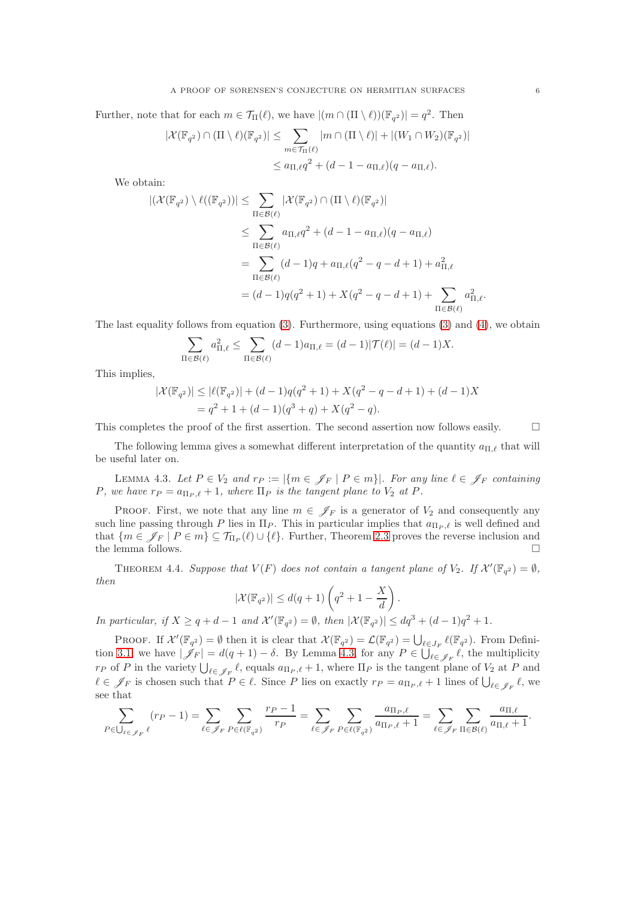Further, note that for each $m \in \mathcal{T}_\Pi(\ell)$, we have $|(m \cap (\Pi \setminus \ell))(\mathbb{F}_{q^2})| = q^2$. Then

$$
\begin{aligned}
|\mathcal{X}(\mathbb{F}_{q^2}) \cap (\Pi \setminus \ell)(\mathbb{F}_{q^2})| &\leq \sum_{m \in \mathcal{T}_\Pi(\ell)} |m \cap (\Pi \setminus \ell)| + |(W_1 \cap W_2)(\mathbb{F}_{q^2})| \\
&\leq a_{\Pi,\ell} q^2 + (d - 1 - a_{\Pi,\ell})(q - a_{\Pi,\ell}).
\end{aligned}
$$

We obtain:

$$
\begin{aligned}
|(\mathcal{X}(\mathbb{F}_{q^2}) \setminus \ell((\mathbb{F}_{q^2}))| &\leq \sum_{\Pi \in \mathcal{B}(\ell)} |\mathcal{X}(\mathbb{F}_{q^2}) \cap (\Pi \setminus \ell)(\mathbb{F}_{q^2})| \\
&\leq \sum_{\Pi \in \mathcal{B}(\ell)} a_{\Pi,\ell} q^2 + (d - 1 - a_{\Pi,\ell})(q - a_{\Pi,\ell}) \\
&= \sum_{\Pi \in \mathcal{B}(\ell)} (d-1)q + a_{\Pi,\ell}(q^2 - q - d + 1) + a_{\Pi,\ell}^2 \\
&= (d-1)q(q^2+1) + X(q^2 - q - d + 1) + \sum_{\Pi \in \mathcal{B}(\ell)} a_{\Pi,\ell}^2.
\end{aligned}
$$

The last equality follows from equation (3). Furthermore, using equations (3) and (4), we obtain

$$
\sum_{\Pi \in \mathcal{B}(\ell)} a_{\Pi,\ell}^2 \leq \sum_{\Pi \in \mathcal{B}(\ell)} (d-1) a_{\Pi,\ell} = (d-1)|\mathcal{T}(\ell)| = (d-1)X.
$$

This implies,

$$
\begin{aligned}
|\mathcal{X}(\mathbb{F}_{q^2})| &\leq |\ell(\mathbb{F}_{q^2})| + (d-1)q(q^2+1) + X(q^2 - q - d + 1) + (d-1)X \\
&= q^2 + 1 + (d-1)(q^3 + q) + X(q^2 - q).
\end{aligned}
$$

This completes the proof of the first assertion. The second assertion now follows easily. $\square$

The following lemma gives a somewhat different interpretation of the quantity $a_{\Pi,\ell}$ that will be useful later on.

Lemma 4.3. *Let $P \in V_2$ and $r_P := |\{m \in \mathscr{J}_F \mid P \in m\}|$. For any line $\ell \in \mathscr{J}_F$ containing $P$, we have $r_P = a_{\Pi_P,\ell} + 1$, where $\Pi_P$ is the tangent plane to $V_2$ at $P$.*

Proof. First, we note that any line $m \in \mathscr{J}_F$ is a generator of $V_2$ and consequently any such line passing through $P$ lies in $\Pi_P$. This in particular implies that $a_{\Pi_P,\ell}$ is well defined and that $\{m \in \mathscr{J}_F \mid P \in m\} \subseteq \mathcal{T}_{\Pi_P}(\ell) \cup \{\ell\}$. Further, Theorem 2.3 proves the reverse inclusion and the lemma follows. $\square$

Theorem 4.4. *Suppose that $V(F)$ does not contain a tangent plane of $V_2$. If $\mathcal{X}'(\mathbb{F}_{q^2}) = \emptyset$, then*

$$
|\mathcal{X}(\mathbb{F}_{q^2})| \leq d(q+1)\left(q^2 + 1 - \frac{X}{d}\right).
$$

*In particular, if $X \geq q + d - 1$ and $\mathcal{X}'(\mathbb{F}_{q^2}) = \emptyset$, then $|\mathcal{X}(\mathbb{F}_{q^2})| \leq dq^3 + (d-1)q^2 + 1$.*

Proof. If $\mathcal{X}'(\mathbb{F}_{q^2}) = \emptyset$ then it is clear that $\mathcal{X}(\mathbb{F}_{q^2}) = \mathcal{L}(\mathbb{F}_{q^2}) = \bigcup_{\ell \in J_F} \ell(\mathbb{F}_{q^2})$. From Definition 3.1, we have $|\mathscr{J}_F| = d(q+1) - \delta$. By Lemma 4.3, for any $P \in \bigcup_{\ell \in \mathscr{J}_F} \ell$, the multiplicity $r_P$ of $P$ in the variety $\bigcup_{\ell \in \mathscr{J}_F} \ell$, equals $a_{\Pi_P,\ell} + 1$, where $\Pi_P$ is the tangent plane of $V_2$ at $P$ and $\ell \in \mathscr{J}_F$ is chosen such that $P \in \ell$. Since $P$ lies on exactly $r_P = a_{\Pi_P,\ell} + 1$ lines of $\bigcup_{\ell \in \mathscr{J}_F} \ell$, we see that

$$
\sum_{P \in \bigcup_{\ell \in \mathscr{J}_F} \ell} (r_P - 1) = \sum_{\ell \in \mathscr{J}_F} \sum_{P \in \ell(\mathbb{F}_{q^2})} \frac{r_P - 1}{r_P} = \sum_{\ell \in \mathscr{J}_F} \sum_{P \in \ell(\mathbb{F}_{q^2})} \frac{a_{\Pi_P,\ell}}{a_{\Pi_P,\ell} + 1} = \sum_{\ell \in \mathscr{J}_F} \sum_{\Pi \in \mathcal{B}(\ell)} \frac{a_{\Pi,\ell}}{a_{\Pi,\ell} + 1}.
$$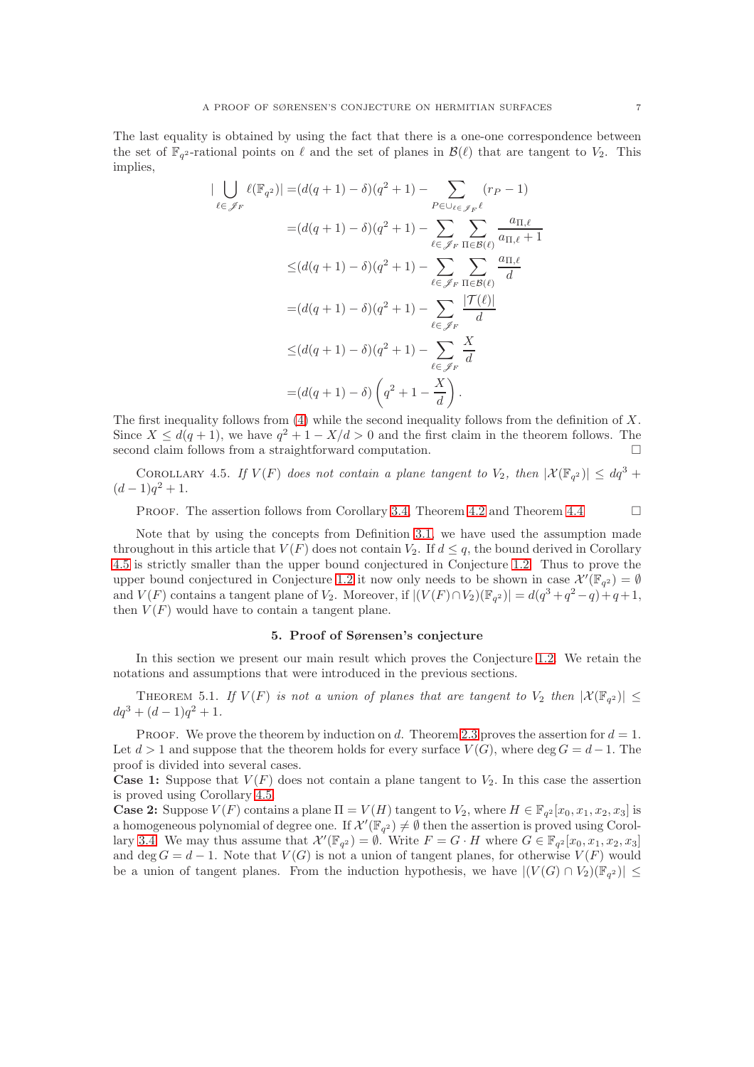The last equality is obtained by using the fact that there is a one-one correspondence between the set of $\mathbb{F}_{q^2}$-rational points on $\ell$ and the set of planes in $\mathcal{B}(\ell)$ that are tangent to $V_2$. This implies,

$$
\begin{aligned}
|\bigcup_{\ell \in \mathscr{J}_F} \ell(\mathbb{F}_{q^2})| &= (d(q+1)-\delta)(q^2+1) - \sum_{P \in \cup_{\ell \in \mathscr{J}_F} \ell} (r_P - 1) \\
&= (d(q+1)-\delta)(q^2+1) - \sum_{\ell \in \mathscr{J}_F} \sum_{\Pi \in \mathcal{B}(\ell)} \frac{a_{\Pi,\ell}}{a_{\Pi,\ell}+1} \\
&\leq (d(q+1)-\delta)(q^2+1) - \sum_{\ell \in \mathscr{J}_F} \sum_{\Pi \in \mathcal{B}(\ell)} \frac{a_{\Pi,\ell}}{d} \\
&= (d(q+1)-\delta)(q^2+1) - \sum_{\ell \in \mathscr{J}_F} \frac{|\mathcal{T}(\ell)|}{d} \\
&\leq (d(q+1)-\delta)(q^2+1) - \sum_{\ell \in \mathscr{J}_F} \frac{X}{d} \\
&= (d(q+1)-\delta)\left(q^2+1-\frac{X}{d}\right).
\end{aligned}
$$

The first inequality follows from (4) while the second inequality follows from the definition of $X$. Since $X \leq d(q+1)$, we have $q^2+1-X/d > 0$ and the first claim in the theorem follows. The second claim follows from a straightforward computation. □

Corollary 4.5. *If $V(F)$ does not contain a plane tangent to $V_2$, then $|\mathcal{X}(\mathbb{F}_{q^2})| \leq dq^3 + (d-1)q^2 + 1$.*

Proof. The assertion follows from Corollary 3.4, Theorem 4.2 and Theorem 4.4. □

Note that by using the concepts from Definition 3.1, we have used the assumption made throughout in this article that $V(F)$ does not contain $V_2$. If $d \leq q$, the bound derived in Corollary 4.5 is strictly smaller than the upper bound conjectured in Conjecture 1.2. Thus to prove the upper bound conjectured in Conjecture 1.2 it now only needs to be shown in case $\mathcal{X}'(\mathbb{F}_{q^2}) = \emptyset$ and $V(F)$ contains a tangent plane of $V_2$. Moreover, if $|(V(F) \cap V_2)(\mathbb{F}_{q^2})| = d(q^3+q^2-q)+q+1$, then $V(F)$ would have to contain a tangent plane.

## 5. Proof of Sørensen's conjecture

In this section we present our main result which proves the Conjecture 1.2. We retain the notations and assumptions that were introduced in the previous sections.

Theorem 5.1. *If $V(F)$ is not a union of planes that are tangent to $V_2$ then $|\mathcal{X}(\mathbb{F}_{q^2})| \leq dq^3 + (d-1)q^2 + 1$.*

Proof. We prove the theorem by induction on $d$. Theorem 2.3 proves the assertion for $d = 1$. Let $d > 1$ and suppose that the theorem holds for every surface $V(G)$, where $\deg G = d-1$. The proof is divided into several cases.

**Case 1:** Suppose that $V(F)$ does not contain a plane tangent to $V_2$. In this case the assertion is proved using Corollary 4.5.

**Case 2:** Suppose $V(F)$ contains a plane $\Pi = V(H)$ tangent to $V_2$, where $H \in \mathbb{F}_{q^2}[x_0, x_1, x_2, x_3]$ is a homogeneous polynomial of degree one. If $\mathcal{X}'(\mathbb{F}_{q^2}) \neq \emptyset$ then the assertion is proved using Corollary 3.4. We may thus assume that $\mathcal{X}'(\mathbb{F}_{q^2}) = \emptyset$. Write $F = G \cdot H$ where $G \in \mathbb{F}_{q^2}[x_0, x_1, x_2, x_3]$ and $\deg G = d-1$. Note that $V(G)$ is not a union of tangent planes, for otherwise $V(F)$ would be a union of tangent planes. From the induction hypothesis, we have $|(V(G) \cap V_2)(\mathbb{F}_{q^2})| \leq$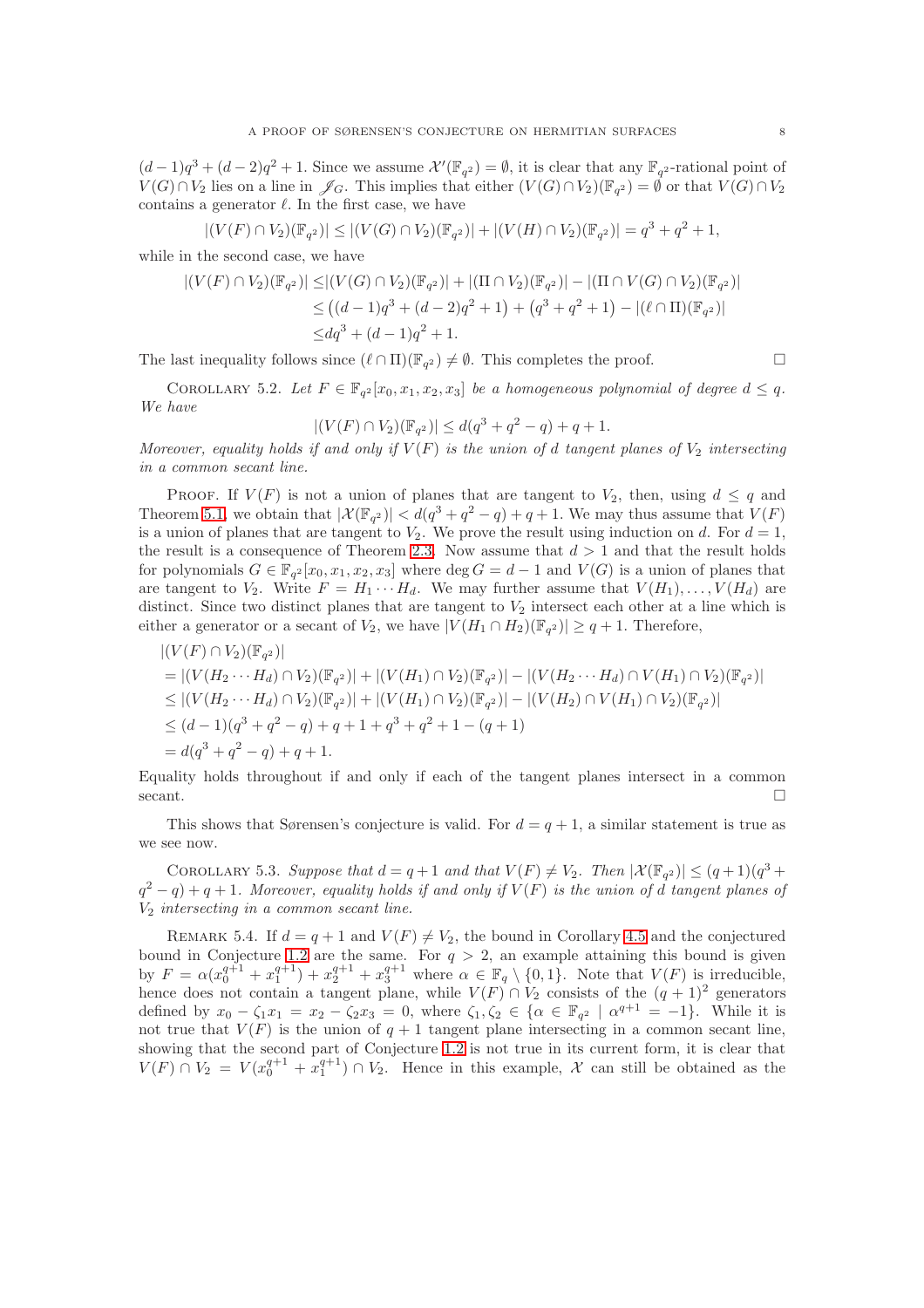$(d-1)q^3 + (d-2)q^2 + 1$. Since we assume $\mathcal{X}'(\mathbb{F}_{q^2}) = \emptyset$, it is clear that any $\mathbb{F}_{q^2}$-rational point of $V(G) \cap V_2$ lies on a line in $\mathscr{J}_G$. This implies that either $(V(G) \cap V_2)(\mathbb{F}_{q^2}) = \emptyset$ or that $V(G) \cap V_2$ contains a generator $\ell$. In the first case, we have

$$|(V(F) \cap V_2)(\mathbb{F}_{q^2})| \leq |(V(G) \cap V_2)(\mathbb{F}_{q^2})| + |(V(H) \cap V_2)(\mathbb{F}_{q^2})| = q^3 + q^2 + 1,$$

while in the second case, we have

$$\begin{aligned}
|(V(F) \cap V_2)(\mathbb{F}_{q^2})| \leq & |(V(G) \cap V_2)(\mathbb{F}_{q^2})| + |(\Pi \cap V_2)(\mathbb{F}_{q^2})| - |(\Pi \cap V(G) \cap V_2)(\mathbb{F}_{q^2})| \\
\leq & \left((d-1)q^3 + (d-2)q^2 + 1\right) + \left(q^3 + q^2 + 1\right) - |(\ell \cap \Pi)(\mathbb{F}_{q^2})| \\
\leq & dq^3 + (d-1)q^2 + 1.
\end{aligned}$$

The last inequality follows since $(\ell \cap \Pi)(\mathbb{F}_{q^2}) \neq \emptyset$. This completes the proof. □

Corollary 5.2. *Let $F \in \mathbb{F}_{q^2}[x_0, x_1, x_2, x_3]$ be a homogeneous polynomial of degree $d \leq q$. We have*

$$|(V(F) \cap V_2)(\mathbb{F}_{q^2})| \leq d(q^3 + q^2 - q) + q + 1.$$

*Moreover, equality holds if and only if $V(F)$ is the union of $d$ tangent planes of $V_2$ intersecting in a common secant line.*

Proof. If $V(F)$ is not a union of planes that are tangent to $V_2$, then, using $d \leq q$ and Theorem 5.1, we obtain that $|\mathcal{X}(\mathbb{F}_{q^2})| < d(q^3 + q^2 - q) + q + 1$. We may thus assume that $V(F)$ is a union of planes that are tangent to $V_2$. We prove the result using induction on $d$. For $d = 1$, the result is a consequence of Theorem 2.3. Now assume that $d > 1$ and that the result holds for polynomials $G \in \mathbb{F}_{q^2}[x_0, x_1, x_2, x_3]$ where $\deg G = d - 1$ and $V(G)$ is a union of planes that are tangent to $V_2$. Write $F = H_1 \cdots H_d$. We may further assume that $V(H_1), \ldots, V(H_d)$ are distinct. Since two distinct planes that are tangent to $V_2$ intersect each other at a line which is either a generator or a secant of $V_2$, we have $|V(H_1 \cap H_2)(\mathbb{F}_{q^2})| \geq q + 1$. Therefore,

$$\begin{aligned}
& |(V(F) \cap V_2)(\mathbb{F}_{q^2})| \\
& = |(V(H_2 \cdots H_d) \cap V_2)(\mathbb{F}_{q^2})| + |(V(H_1) \cap V_2)(\mathbb{F}_{q^2})| - |(V(H_2 \cdots H_d) \cap V(H_1) \cap V_2)(\mathbb{F}_{q^2})| \\
& \leq |(V(H_2 \cdots H_d) \cap V_2)(\mathbb{F}_{q^2})| + |(V(H_1) \cap V_2)(\mathbb{F}_{q^2})| - |(V(H_2) \cap V(H_1) \cap V_2)(\mathbb{F}_{q^2})| \\
& \leq (d-1)(q^3 + q^2 - q) + q + 1 + q^3 + q^2 + 1 - (q + 1) \\
& = d(q^3 + q^2 - q) + q + 1.
\end{aligned}$$

Equality holds throughout if and only if each of the tangent planes intersect in a common secant. □

This shows that Sørensen's conjecture is valid. For $d = q + 1$, a similar statement is true as we see now.

Corollary 5.3. *Suppose that $d = q + 1$ and that $V(F) \neq V_2$. Then $|\mathcal{X}(\mathbb{F}_{q^2})| \leq (q+1)(q^3 + q^2 - q) + q + 1$. Moreover, equality holds if and only if $V(F)$ is the union of $d$ tangent planes of $V_2$ intersecting in a common secant line.*

Remark 5.4. If $d = q + 1$ and $V(F) \neq V_2$, the bound in Corollary 4.5 and the conjectured bound in Conjecture 1.2 are the same. For $q > 2$, an example attaining this bound is given by $F = \alpha(x_0^{q+1} + x_1^{q+1}) + x_2^{q+1} + x_3^{q+1}$ where $\alpha \in \mathbb{F}_q \setminus \{0, 1\}$. Note that $V(F)$ is irreducible, hence does not contain a tangent plane, while $V(F) \cap V_2$ consists of the $(q+1)^2$ generators defined by $x_0 - \zeta_1 x_1 = x_2 - \zeta_2 x_3 = 0$, where $\zeta_1, \zeta_2 \in \{\alpha \in \mathbb{F}_{q^2} \mid \alpha^{q+1} = -1\}$. While it is not true that $V(F)$ is the union of $q + 1$ tangent plane intersecting in a common secant line, showing that the second part of Conjecture 1.2 is not true in its current form, it is clear that $V(F) \cap V_2 = V(x_0^{q+1} + x_1^{q+1}) \cap V_2$. Hence in this example, $\mathcal{X}$ can still be obtained as the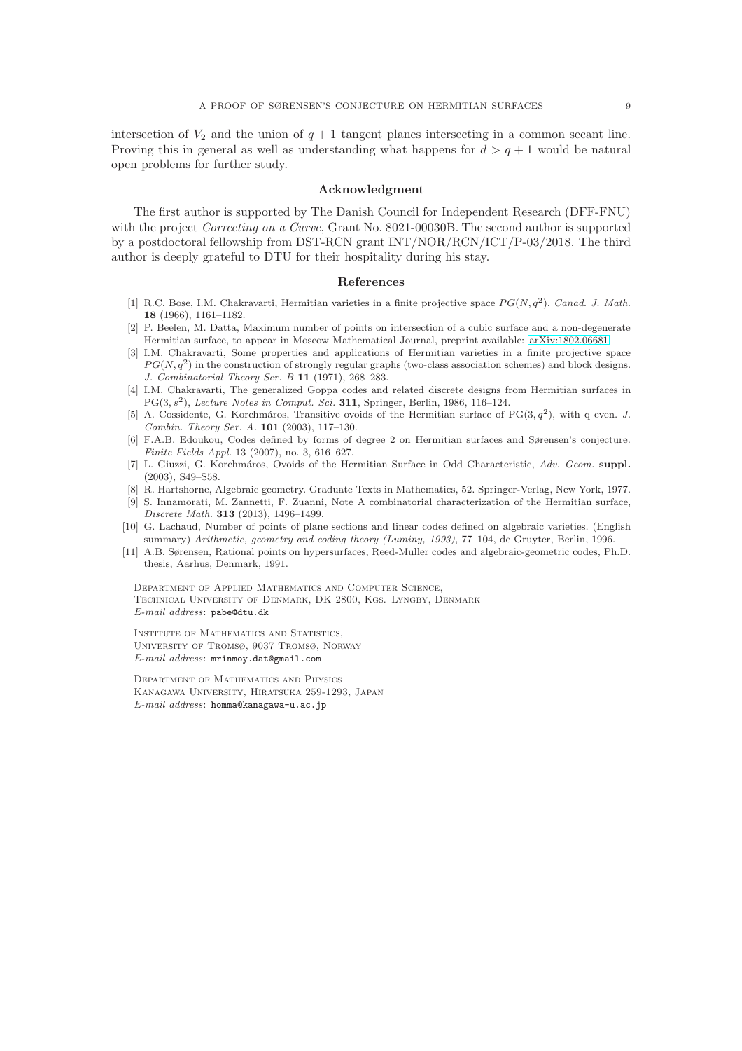intersection of $V_2$ and the union of $q + 1$ tangent planes intersecting in a common secant line. Proving this in general as well as understanding what happens for $d > q + 1$ would be natural open problems for further study.

## Acknowledgment

The first author is supported by The Danish Council for Independent Research (DFF-FNU) with the project *Correcting on a Curve*, Grant No. 8021-00030B. The second author is supported by a postdoctoral fellowship from DST-RCN grant INT/NOR/RCN/ICT/P-03/2018. The third author is deeply grateful to DTU for their hospitality during his stay.

## References

[1] R.C. Bose, I.M. Chakravarti, Hermitian varieties in a finite projective space $PG(N, q^2)$. *Canad. J. Math.* **18** (1966), 1161–1182.

[2] P. Beelen, M. Datta, Maximum number of points on intersection of a cubic surface and a non-degenerate Hermitian surface, to appear in Moscow Mathematical Journal, preprint available: arXiv:1802.06681

[3] I.M. Chakravarti, Some properties and applications of Hermitian varieties in a finite projective space $PG(N, q^2)$ in the construction of strongly regular graphs (two-class association schemes) and block designs. *J. Combinatorial Theory Ser. B* **11** (1971), 268–283.

[4] I.M. Chakravarti, The generalized Goppa codes and related discrete designs from Hermitian surfaces in $\mathrm{PG}(3, s^2)$, *Lecture Notes in Comput. Sci.* **311**, Springer, Berlin, 1986, 116–124.

[5] A. Cossidente, G. Korchmáros, Transitive ovoids of the Hermitian surface of $\mathrm{PG}(3, q^2)$, with q even. *J. Combin. Theory Ser. A.* **101** (2003), 117–130.

[6] F.A.B. Edoukou, Codes defined by forms of degree 2 on Hermitian surfaces and Sørensen's conjecture. *Finite Fields Appl.* 13 (2007), no. 3, 616–627.

[7] L. Giuzzi, G. Korchmáros, Ovoids of the Hermitian Surface in Odd Characteristic, *Adv. Geom.* **suppl.** (2003), S49–S58.

[8] R. Hartshorne, Algebraic geometry. Graduate Texts in Mathematics, 52. Springer-Verlag, New York, 1977.

[9] S. Innamorati, M. Zannetti, F. Zuanni, Note A combinatorial characterization of the Hermitian surface, *Discrete Math.* **313** (2013), 1496–1499.

[10] G. Lachaud, Number of points of plane sections and linear codes defined on algebraic varieties. (English summary) *Arithmetic, geometry and coding theory (Luminy, 1993)*, 77–104, de Gruyter, Berlin, 1996.

[11] A.B. Sørensen, Rational points on hypersurfaces, Reed-Muller codes and algebraic-geometric codes, Ph.D. thesis, Aarhus, Denmark, 1991.

Department of Applied Mathematics and Computer Science,
Technical University of Denmark, DK 2800, Kgs. Lyngby, Denmark
*E-mail address*: pabe@dtu.dk

Institute of Mathematics and Statistics,
University of Tromsø, 9037 Tromsø, Norway
*E-mail address*: mrinmoy.dat@gmail.com

Department of Mathematics and Physics
Kanagawa University, Hiratsuka 259-1293, Japan
*E-mail address*: homma@kanagawa-u.ac.jp